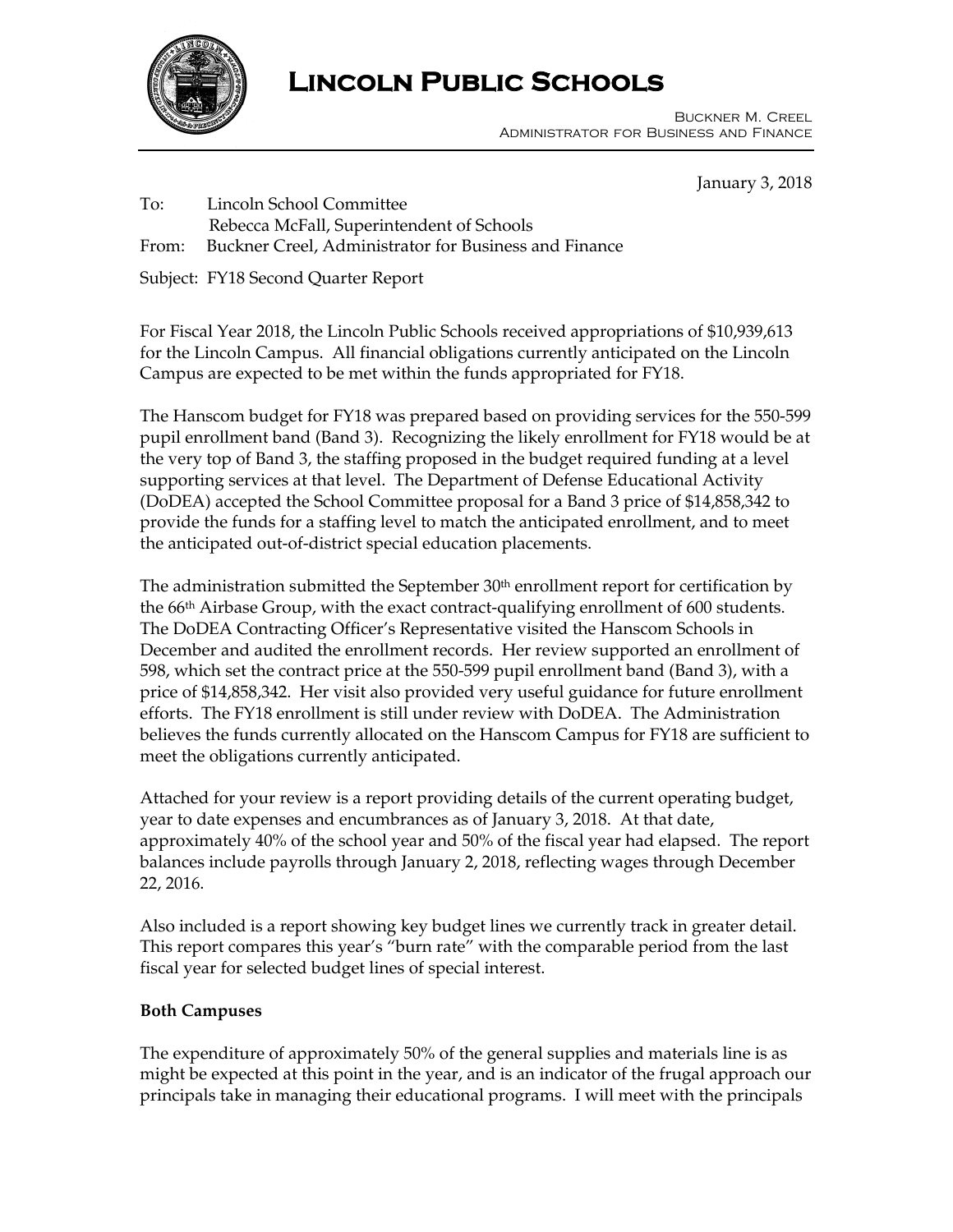# Lincoln Public Schools

Buckner M. Creel
Administrator for Business and Finance

January 3, 2018

To: Lincoln School Committee
Rebecca McFall, Superintendent of Schools
From: Buckner Creel, Administrator for Business and Finance

Subject: FY18 Second Quarter Report

For Fiscal Year 2018, the Lincoln Public Schools received appropriations of $10,939,613 for the Lincoln Campus. All financial obligations currently anticipated on the Lincoln Campus are expected to be met within the funds appropriated for FY18.

The Hanscom budget for FY18 was prepared based on providing services for the 550-599 pupil enrollment band (Band 3). Recognizing the likely enrollment for FY18 would be at the very top of Band 3, the staffing proposed in the budget required funding at a level supporting services at that level. The Department of Defense Educational Activity (DoDEA) accepted the School Committee proposal for a Band 3 price of $14,858,342 to provide the funds for a staffing level to match the anticipated enrollment, and to meet the anticipated out-of-district special education placements.

The administration submitted the September 30th enrollment report for certification by the 66th Airbase Group, with the exact contract-qualifying enrollment of 600 students. The DoDEA Contracting Officer's Representative visited the Hanscom Schools in December and audited the enrollment records. Her review supported an enrollment of 598, which set the contract price at the 550-599 pupil enrollment band (Band 3), with a price of $14,858,342. Her visit also provided very useful guidance for future enrollment efforts. The FY18 enrollment is still under review with DoDEA. The Administration believes the funds currently allocated on the Hanscom Campus for FY18 are sufficient to meet the obligations currently anticipated.

Attached for your review is a report providing details of the current operating budget, year to date expenses and encumbrances as of January 3, 2018. At that date, approximately 40% of the school year and 50% of the fiscal year had elapsed. The report balances include payrolls through January 2, 2018, reflecting wages through December 22, 2016.

Also included is a report showing key budget lines we currently track in greater detail. This report compares this year's "burn rate" with the comparable period from the last fiscal year for selected budget lines of special interest.

**Both Campuses**

The expenditure of approximately 50% of the general supplies and materials line is as might be expected at this point in the year, and is an indicator of the frugal approach our principals take in managing their educational programs. I will meet with the principals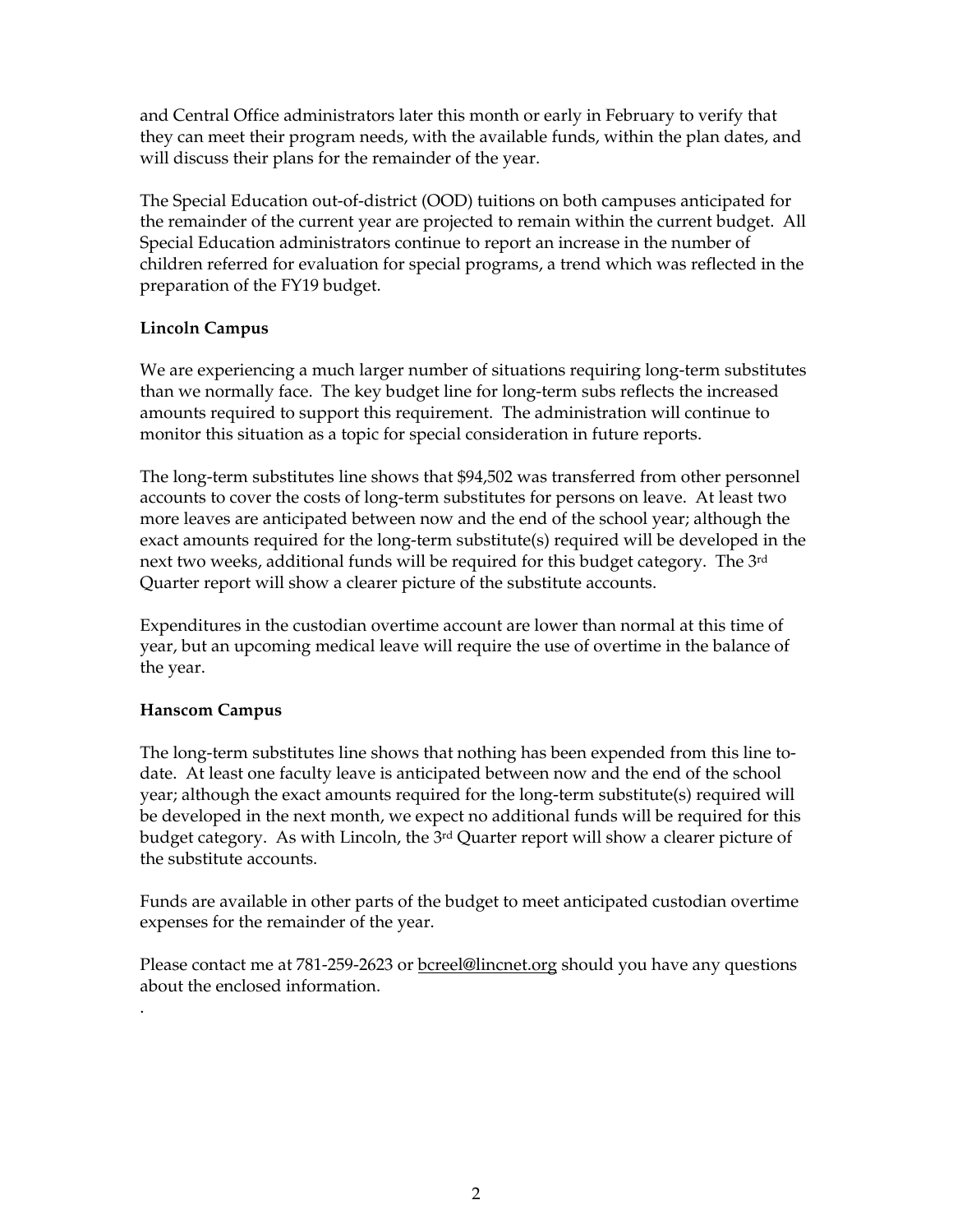and Central Office administrators later this month or early in February to verify that they can meet their program needs, with the available funds, within the plan dates, and will discuss their plans for the remainder of the year.

The Special Education out-of-district (OOD) tuitions on both campuses anticipated for the remainder of the current year are projected to remain within the current budget. All Special Education administrators continue to report an increase in the number of children referred for evaluation for special programs, a trend which was reflected in the preparation of the FY19 budget.

**Lincoln Campus**

We are experiencing a much larger number of situations requiring long-term substitutes than we normally face. The key budget line for long-term subs reflects the increased amounts required to support this requirement. The administration will continue to monitor this situation as a topic for special consideration in future reports.

The long-term substitutes line shows that $94,502 was transferred from other personnel accounts to cover the costs of long-term substitutes for persons on leave. At least two more leaves are anticipated between now and the end of the school year; although the exact amounts required for the long-term substitute(s) required will be developed in the next two weeks, additional funds will be required for this budget category. The 3rd Quarter report will show a clearer picture of the substitute accounts.

Expenditures in the custodian overtime account are lower than normal at this time of year, but an upcoming medical leave will require the use of overtime in the balance of the year.

**Hanscom Campus**

The long-term substitutes line shows that nothing has been expended from this line to-date. At least one faculty leave is anticipated between now and the end of the school year; although the exact amounts required for the long-term substitute(s) required will be developed in the next month, we expect no additional funds will be required for this budget category. As with Lincoln, the 3rd Quarter report will show a clearer picture of the substitute accounts.

Funds are available in other parts of the budget to meet anticipated custodian overtime expenses for the remainder of the year.

Please contact me at 781-259-2623 or bcreel@lincnet.org should you have any questions about the enclosed information.

.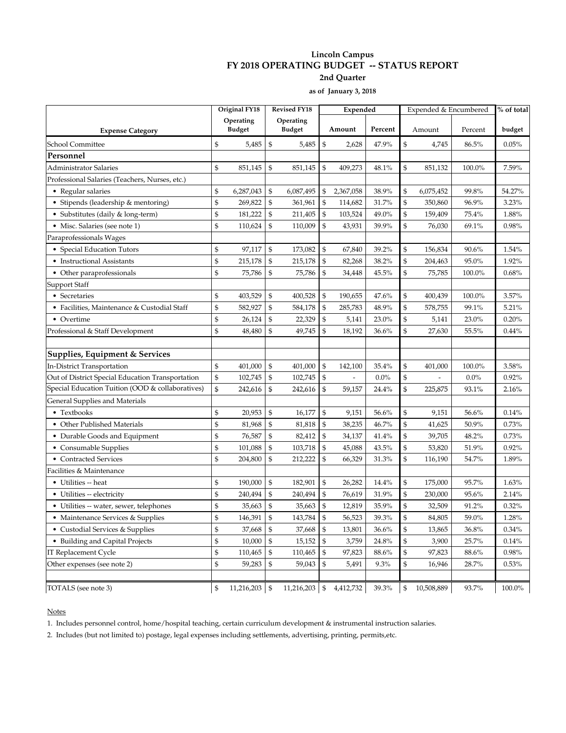**Lincoln Campus**

# FY 2018 OPERATING BUDGET -- STATUS REPORT

**2nd Quarter**

**as of January 3, 2018**

| Expense Category | Original FY18 Operating Budget | Revised FY18 Operating Budget | Expended Amount | Expended Percent | Expended & Encumbered Amount | Expended & Encumbered Percent | % of total budget |
|---|---|---|---|---|---|---|---|
| School Committee | $ 5,485 | $ 5,485 | $ 2,628 | 47.9% | $ 4,745 | 86.5% | 0.05% |
| **Personnel** | | | | | | | |
| Administrator Salaries | $ 851,145 | $ 851,145 | $ 409,273 | 48.1% | $ 851,132 | 100.0% | 7.59% |
| Professional Salaries (Teachers, Nurses, etc.) | | | | | | | |
| • Regular salaries | $ 6,287,043 | $ 6,087,495 | $ 2,367,058 | 38.9% | $ 6,075,452 | 99.8% | 54.27% |
| • Stipends (leadership & mentoring) | $ 269,822 | $ 361,961 | $ 114,682 | 31.7% | $ 350,860 | 96.9% | 3.23% |
| • Substitutes (daily & long-term) | $ 181,222 | $ 211,405 | $ 103,524 | 49.0% | $ 159,409 | 75.4% | 1.88% |
| • Misc. Salaries (see note 1) | $ 110,624 | $ 110,009 | $ 43,931 | 39.9% | $ 76,030 | 69.1% | 0.98% |
| Paraprofessionals Wages | | | | | | | |
| • Special Education Tutors | $ 97,117 | $ 173,082 | $ 67,840 | 39.2% | $ 156,834 | 90.6% | 1.54% |
| • Instructional Assistants | $ 215,178 | $ 215,178 | $ 82,268 | 38.2% | $ 204,463 | 95.0% | 1.92% |
| • Other paraprofessionals | $ 75,786 | $ 75,786 | $ 34,448 | 45.5% | $ 75,785 | 100.0% | 0.68% |
| Support Staff | | | | | | | |
| • Secretaries | $ 403,529 | $ 400,528 | $ 190,655 | 47.6% | $ 400,439 | 100.0% | 3.57% |
| • Facilities, Maintenance & Custodial Staff | $ 582,927 | $ 584,178 | $ 285,783 | 48.9% | $ 578,755 | 99.1% | 5.21% |
| • Overtime | $ 26,124 | $ 22,329 | $ 5,141 | 23.0% | $ 5,141 | 23.0% | 0.20% |
| Professional & Staff Development | $ 48,480 | $ 49,745 | $ 18,192 | 36.6% | $ 27,630 | 55.5% | 0.44% |
| | | | | | | | |
| **Supplies, Equipment & Services** | | | | | | | |
| In-District Transportation | $ 401,000 | $ 401,000 | $ 142,100 | 35.4% | $ 401,000 | 100.0% | 3.58% |
| Out of District Special Education Transportation | $ 102,745 | $ 102,745 | $ - | 0.0% | $ - | 0.0% | 0.92% |
| Special Education Tuition (OOD & collaboratives) | $ 242,616 | $ 242,616 | $ 59,157 | 24.4% | $ 225,875 | 93.1% | 2.16% |
| General Supplies and Materials | | | | | | | |
| • Textbooks | $ 20,953 | $ 16,177 | $ 9,151 | 56.6% | $ 9,151 | 56.6% | 0.14% |
| • Other Published Materials | $ 81,968 | $ 81,818 | $ 38,235 | 46.7% | $ 41,625 | 50.9% | 0.73% |
| • Durable Goods and Equipment | $ 76,587 | $ 82,412 | $ 34,137 | 41.4% | $ 39,705 | 48.2% | 0.73% |
| • Consumable Supplies | $ 101,088 | $ 103,718 | $ 45,088 | 43.5% | $ 53,820 | 51.9% | 0.92% |
| • Contracted Services | $ 204,800 | $ 212,222 | $ 66,329 | 31.3% | $ 116,190 | 54.7% | 1.89% |
| Facilities & Maintenance | | | | | | | |
| • Utilities -- heat | $ 190,000 | $ 182,901 | $ 26,282 | 14.4% | $ 175,000 | 95.7% | 1.63% |
| • Utilities -- electricity | $ 240,494 | $ 240,494 | $ 76,619 | 31.9% | $ 230,000 | 95.6% | 2.14% |
| • Utilities -- water, sewer, telephones | $ 35,663 | $ 35,663 | $ 12,819 | 35.9% | $ 32,509 | 91.2% | 0.32% |
| • Maintenance Services & Supplies | $ 146,391 | $ 143,784 | $ 56,523 | 39.3% | $ 84,805 | 59.0% | 1.28% |
| • Custodial Services & Supplies | $ 37,668 | $ 37,668 | $ 13,801 | 36.6% | $ 13,865 | 36.8% | 0.34% |
| • Building and Capital Projects | $ 10,000 | $ 15,152 | $ 3,759 | 24.8% | $ 3,900 | 25.7% | 0.14% |
| IT Replacement Cycle | $ 110,465 | $ 110,465 | $ 97,823 | 88.6% | $ 97,823 | 88.6% | 0.98% |
| Other expenses (see note 2) | $ 59,283 | $ 59,043 | $ 5,491 | 9.3% | $ 16,946 | 28.7% | 0.53% |
| | | | | | | | |
| TOTALS (see note 3) | $ 11,216,203 | $ 11,216,203 | $ 4,412,732 | 39.3% | $ 10,508,889 | 93.7% | 100.0% |

Notes

1. Includes personnel control, home/hospital teaching, certain curriculum development & instrumental instruction salaries.
2. Includes (but not limited to) postage, legal expenses including settlements, advertising, printing, permits,etc.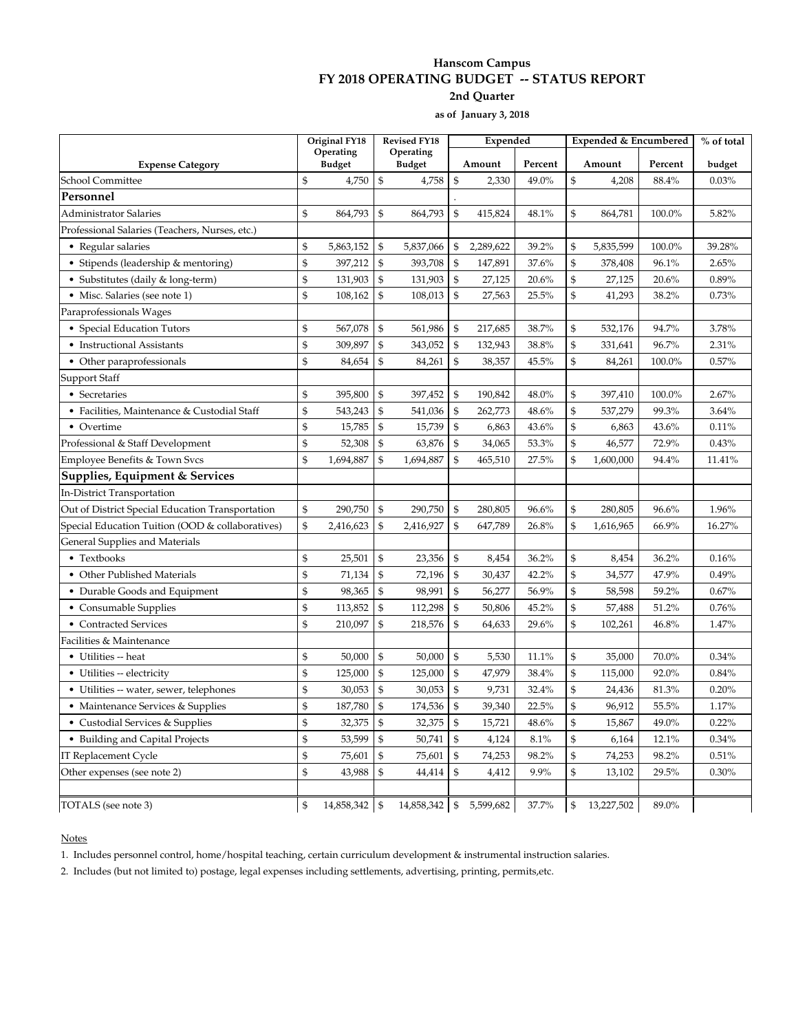**Hanscom Campus**
**FY 2018 OPERATING BUDGET -- STATUS REPORT**
**2nd Quarter**
**as of January 3, 2018**

| Expense Category | Original FY18 Operating Budget | Revised FY18 Operating Budget | Expended | | Expended & Encumbered | | % of total |
|---|---|---|---|---|---|---|---|
| | | | Amount | Percent | Amount | Percent | budget |
| School Committee | $ 4,750 | $ 4,758 | $ 2,330 | 49.0% | $ 4,208 | 88.4% | 0.03% |
| **Personnel** | | | . | | | | |
| Administrator Salaries | $ 864,793 | $ 864,793 | $ 415,824 | 48.1% | $ 864,781 | 100.0% | 5.82% |
| Professional Salaries (Teachers, Nurses, etc.) | | | | | | | |
| • Regular salaries | $ 5,863,152 | $ 5,837,066 | $ 2,289,622 | 39.2% | $ 5,835,599 | 100.0% | 39.28% |
| • Stipends (leadership & mentoring) | $ 397,212 | $ 393,708 | $ 147,891 | 37.6% | $ 378,408 | 96.1% | 2.65% |
| • Substitutes (daily & long-term) | $ 131,903 | $ 131,903 | $ 27,125 | 20.6% | $ 27,125 | 20.6% | 0.89% |
| • Misc. Salaries (see note 1) | $ 108,162 | $ 108,013 | $ 27,563 | 25.5% | $ 41,293 | 38.2% | 0.73% |
| Paraprofessionals Wages | | | | | | | |
| • Special Education Tutors | $ 567,078 | $ 561,986 | $ 217,685 | 38.7% | $ 532,176 | 94.7% | 3.78% |
| • Instructional Assistants | $ 309,897 | $ 343,052 | $ 132,943 | 38.8% | $ 331,641 | 96.7% | 2.31% |
| • Other paraprofessionals | $ 84,654 | $ 84,261 | $ 38,357 | 45.5% | $ 84,261 | 100.0% | 0.57% |
| Support Staff | | | | | | | |
| • Secretaries | $ 395,800 | $ 397,452 | $ 190,842 | 48.0% | $ 397,410 | 100.0% | 2.67% |
| • Facilities, Maintenance & Custodial Staff | $ 543,243 | $ 541,036 | $ 262,773 | 48.6% | $ 537,279 | 99.3% | 3.64% |
| • Overtime | $ 15,785 | $ 15,739 | $ 6,863 | 43.6% | $ 6,863 | 43.6% | 0.11% |
| Professional & Staff Development | $ 52,308 | $ 63,876 | $ 34,065 | 53.3% | $ 46,577 | 72.9% | 0.43% |
| Employee Benefits & Town Svcs | $ 1,694,887 | $ 1,694,887 | $ 465,510 | 27.5% | $ 1,600,000 | 94.4% | 11.41% |
| **Supplies, Equipment & Services** | | | | | | | |
| In-District Transportation | | | | | | | |
| Out of District Special Education Transportation | $ 290,750 | $ 290,750 | $ 280,805 | 96.6% | $ 280,805 | 96.6% | 1.96% |
| Special Education Tuition (OOD & collaboratives) | $ 2,416,623 | $ 2,416,927 | $ 647,789 | 26.8% | $ 1,616,965 | 66.9% | 16.27% |
| General Supplies and Materials | | | | | | | |
| • Textbooks | $ 25,501 | $ 23,356 | $ 8,454 | 36.2% | $ 8,454 | 36.2% | 0.16% |
| • Other Published Materials | $ 71,134 | $ 72,196 | $ 30,437 | 42.2% | $ 34,577 | 47.9% | 0.49% |
| • Durable Goods and Equipment | $ 98,365 | $ 98,991 | $ 56,277 | 56.9% | $ 58,598 | 59.2% | 0.67% |
| • Consumable Supplies | $ 113,852 | $ 112,298 | $ 50,806 | 45.2% | $ 57,488 | 51.2% | 0.76% |
| • Contracted Services | $ 210,097 | $ 218,576 | $ 64,633 | 29.6% | $ 102,261 | 46.8% | 1.47% |
| Facilities & Maintenance | | | | | | | |
| • Utilities -- heat | $ 50,000 | $ 50,000 | $ 5,530 | 11.1% | $ 35,000 | 70.0% | 0.34% |
| • Utilities -- electricity | $ 125,000 | $ 125,000 | $ 47,979 | 38.4% | $ 115,000 | 92.0% | 0.84% |
| • Utilities -- water, sewer, telephones | $ 30,053 | $ 30,053 | $ 9,731 | 32.4% | $ 24,436 | 81.3% | 0.20% |
| • Maintenance Services & Supplies | $ 187,780 | $ 174,536 | $ 39,340 | 22.5% | $ 96,912 | 55.5% | 1.17% |
| • Custodial Services & Supplies | $ 32,375 | $ 32,375 | $ 15,721 | 48.6% | $ 15,867 | 49.0% | 0.22% |
| • Building and Capital Projects | $ 53,599 | $ 50,741 | $ 4,124 | 8.1% | $ 6,164 | 12.1% | 0.34% |
| IT Replacement Cycle | $ 75,601 | $ 75,601 | $ 74,253 | 98.2% | $ 74,253 | 98.2% | 0.51% |
| Other expenses (see note 2) | $ 43,988 | $ 44,414 | $ 4,412 | 9.9% | $ 13,102 | 29.5% | 0.30% |
| | | | | | | | |
| TOTALS (see note 3) | $ 14,858,342 | $ 14,858,342 | $ 5,599,682 | 37.7% | $ 13,227,502 | 89.0% | |

Notes

1. Includes personnel control, home/hospital teaching, certain curriculum development & instrumental instruction salaries.
2. Includes (but not limited to) postage, legal expenses including settlements, advertising, printing, permits,etc.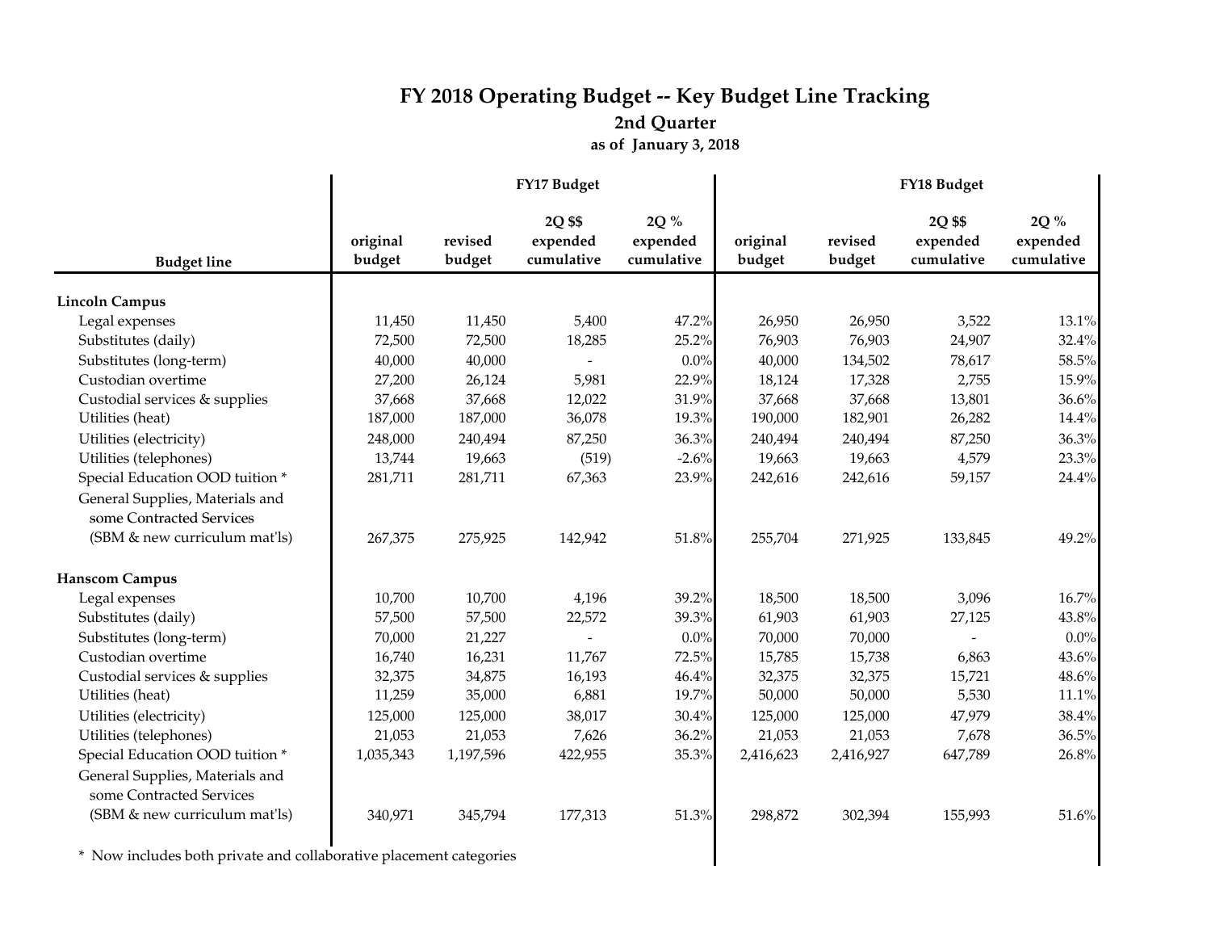# FY 2018 Operating Budget -- Key Budget Line Tracking

## 2nd Quarter

### as of January 3, 2018

| Budget line | FY17 Budget original budget | FY17 Budget revised budget | FY17 Budget 2Q $$ expended cumulative | FY17 Budget 2Q % expended cumulative | FY18 Budget original budget | FY18 Budget revised budget | FY18 Budget 2Q $$ expended cumulative | FY18 Budget 2Q % expended cumulative |
|---|---|---|---|---|---|---|---|---|
| **Lincoln Campus** | | | | | | | | |
| Legal expenses | 11,450 | 11,450 | 5,400 | 47.2% | 26,950 | 26,950 | 3,522 | 13.1% |
| Substitutes (daily) | 72,500 | 72,500 | 18,285 | 25.2% | 76,903 | 76,903 | 24,907 | 32.4% |
| Substitutes (long-term) | 40,000 | 40,000 | - | 0.0% | 40,000 | 134,502 | 78,617 | 58.5% |
| Custodian overtime | 27,200 | 26,124 | 5,981 | 22.9% | 18,124 | 17,328 | 2,755 | 15.9% |
| Custodial services & supplies | 37,668 | 37,668 | 12,022 | 31.9% | 37,668 | 37,668 | 13,801 | 36.6% |
| Utilities (heat) | 187,000 | 187,000 | 36,078 | 19.3% | 190,000 | 182,901 | 26,282 | 14.4% |
| Utilities (electricity) | 248,000 | 240,494 | 87,250 | 36.3% | 240,494 | 240,494 | 87,250 | 36.3% |
| Utilities (telephones) | 13,744 | 19,663 | (519) | -2.6% | 19,663 | 19,663 | 4,579 | 23.3% |
| Special Education OOD tuition * | 281,711 | 281,711 | 67,363 | 23.9% | 242,616 | 242,616 | 59,157 | 24.4% |
| General Supplies, Materials and some Contracted Services (SBM & new curriculum mat'ls) | 267,375 | 275,925 | 142,942 | 51.8% | 255,704 | 271,925 | 133,845 | 49.2% |
| **Hanscom Campus** | | | | | | | | |
| Legal expenses | 10,700 | 10,700 | 4,196 | 39.2% | 18,500 | 18,500 | 3,096 | 16.7% |
| Substitutes (daily) | 57,500 | 57,500 | 22,572 | 39.3% | 61,903 | 61,903 | 27,125 | 43.8% |
| Substitutes (long-term) | 70,000 | 21,227 | - | 0.0% | 70,000 | 70,000 | - | 0.0% |
| Custodian overtime | 16,740 | 16,231 | 11,767 | 72.5% | 15,785 | 15,738 | 6,863 | 43.6% |
| Custodial services & supplies | 32,375 | 34,875 | 16,193 | 46.4% | 32,375 | 32,375 | 15,721 | 48.6% |
| Utilities (heat) | 11,259 | 35,000 | 6,881 | 19.7% | 50,000 | 50,000 | 5,530 | 11.1% |
| Utilities (electricity) | 125,000 | 125,000 | 38,017 | 30.4% | 125,000 | 125,000 | 47,979 | 38.4% |
| Utilities (telephones) | 21,053 | 21,053 | 7,626 | 36.2% | 21,053 | 21,053 | 7,678 | 36.5% |
| Special Education OOD tuition * | 1,035,343 | 1,197,596 | 422,955 | 35.3% | 2,416,623 | 2,416,927 | 647,789 | 26.8% |
| General Supplies, Materials and some Contracted Services (SBM & new curriculum mat'ls) | 340,971 | 345,794 | 177,313 | 51.3% | 298,872 | 302,394 | 155,993 | 51.6% |

* Now includes both private and collaborative placement categories